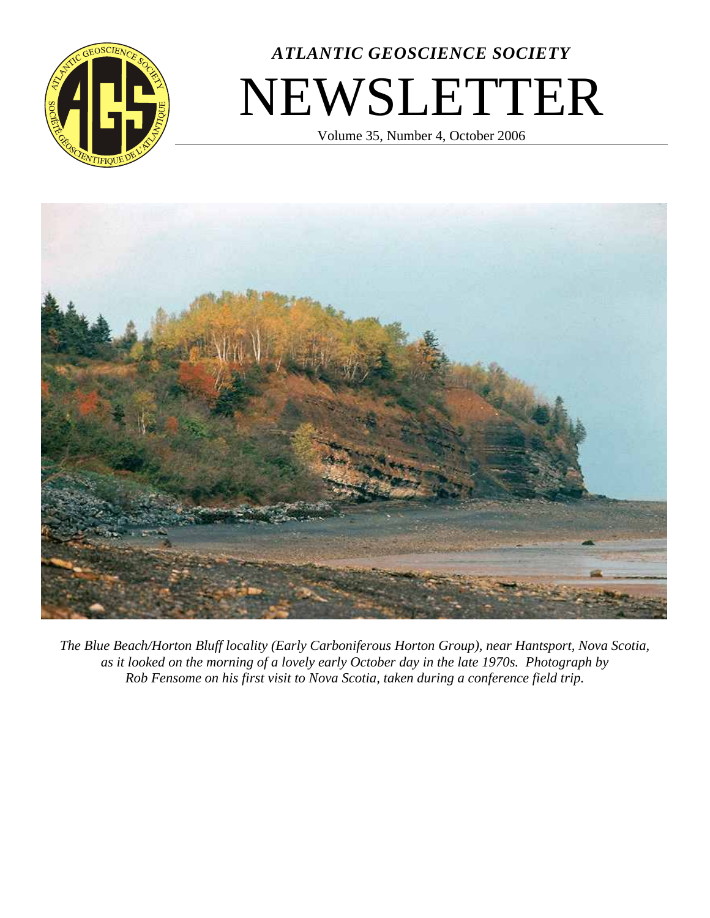# *ATLANTIC GEOSCIENCE SOCIETY*

# NEWSLETTER

Volume 35, Number 4, October 2006

*The Blue Beach/Horton Bluff locality (Early Carboniferous Horton Group), near Hantsport, Nova Scotia, as it looked on the morning of a lovely early October day in the late 1970s. Photograph by Rob Fensome on his first visit to Nova Scotia, taken during a conference field trip.*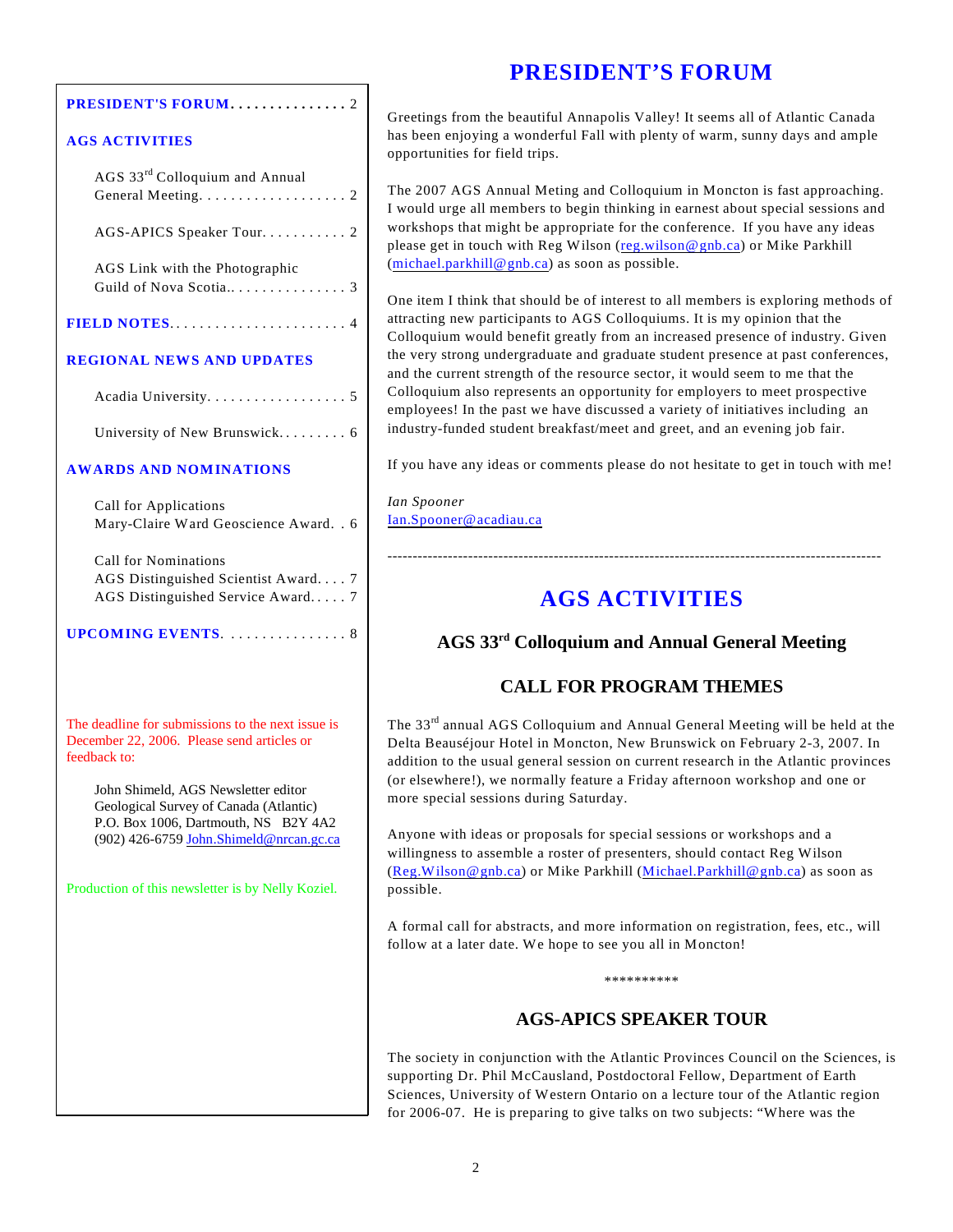**PRESIDENT'S FORUM** . . . . . . . . . . . . . . . 2

**AGS ACTIVITIES**

AGS 33rd Colloquium and Annual General Meeting. . . . . . . . . . . . . . . . . . . 2

AGS-APICS Speaker Tour. . . . . . . . . . . 2

AGS Link with the Photographic Guild of Nova Scotia.. . . . . . . . . . . . . . . 3

**FIELD NOTES**. . . . . . . . . . . . . . . . . . . . . . 4

**REGIONAL NEWS AND UPDATES**

Acadia University. . . . . . . . . . . . . . . . . . 5

University of New Brunswick. . . . . . . . . 6

**AWARDS AND NOMINATIONS**

Call for Applications
Mary-Claire Ward Geoscience Award. . 6

Call for Nominations
AGS Distinguished Scientist Award. . . . 7
AGS Distinguished Service Award. . . . . 7

**UPCOMING EVENTS**. . . . . . . . . . . . . . . . 8

The deadline for submissions to the next issue is December 22, 2006. Please send articles or feedback to:

John Shimeld, AGS Newsletter editor
Geological Survey of Canada (Atlantic)
P.O. Box 1006, Dartmouth, NS B2Y 4A2
(902) 426-6759 John.Shimeld@nrcan.gc.ca

Production of this newsletter is by Nelly Koziel.

# PRESIDENT'S FORUM

Greetings from the beautiful Annapolis Valley! It seems all of Atlantic Canada has been enjoying a wonderful Fall with plenty of warm, sunny days and ample opportunities for field trips.

The 2007 AGS Annual Meting and Colloquium in Moncton is fast approaching. I would urge all members to begin thinking in earnest about special sessions and workshops that might be appropriate for the conference. If you have any ideas please get in touch with Reg Wilson (reg.wilson@gnb.ca) or Mike Parkhill (michael.parkhill@gnb.ca) as soon as possible.

One item I think that should be of interest to all members is exploring methods of attracting new participants to AGS Colloquiums. It is my opinion that the Colloquium would benefit greatly from an increased presence of industry. Given the very strong undergraduate and graduate student presence at past conferences, and the current strength of the resource sector, it would seem to me that the Colloquium also represents an opportunity for employers to meet prospective employees! In the past we have discussed a variety of initiatives including an industry-funded student breakfast/meet and greet, and an evening job fair.

If you have any ideas or comments please do not hesitate to get in touch with me!

*Ian Spooner*
Ian.Spooner@acadiau.ca

---

# AGS ACTIVITIES

## AGS 33rd Colloquium and Annual General Meeting

## CALL FOR PROGRAM THEMES

The 33rd annual AGS Colloquium and Annual General Meeting will be held at the Delta Beauséjour Hotel in Moncton, New Brunswick on February 2-3, 2007. In addition to the usual general session on current research in the Atlantic provinces (or elsewhere!), we normally feature a Friday afternoon workshop and one or more special sessions during Saturday.

Anyone with ideas or proposals for special sessions or workshops and a willingness to assemble a roster of presenters, should contact Reg Wilson (Reg.Wilson@gnb.ca) or Mike Parkhill (Michael.Parkhill@gnb.ca) as soon as possible.

A formal call for abstracts, and more information on registration, fees, etc., will follow at a later date. We hope to see you all in Moncton!

**********

## AGS-APICS SPEAKER TOUR

The society in conjunction with the Atlantic Provinces Council on the Sciences, is supporting Dr. Phil McCausland, Postdoctoral Fellow, Department of Earth Sciences, University of Western Ontario on a lecture tour of the Atlantic region for 2006-07. He is preparing to give talks on two subjects: "Where was the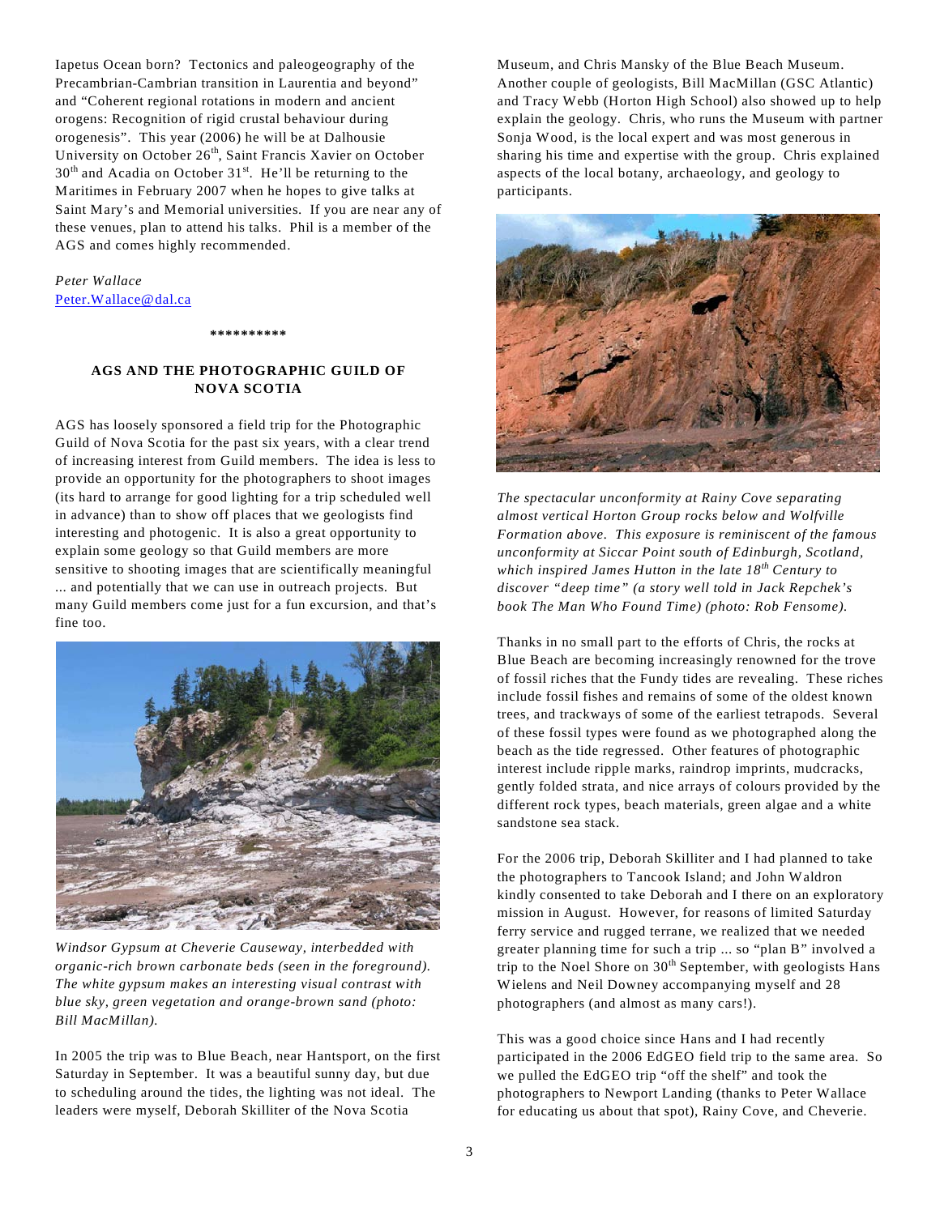Iapetus Ocean born? Tectonics and paleogeography of the Precambrian-Cambrian transition in Laurentia and beyond" and "Coherent regional rotations in modern and ancient orogens: Recognition of rigid crustal behaviour during orogenesis". This year (2006) he will be at Dalhousie University on October 26th, Saint Francis Xavier on October 30th and Acadia on October 31st. He'll be returning to the Maritimes in February 2007 when he hopes to give talks at Saint Mary's and Memorial universities. If you are near any of these venues, plan to attend his talks. Phil is a member of the AGS and comes highly recommended.

*Peter Wallace*
Peter.Wallace@dal.ca

**********

## AGS AND THE PHOTOGRAPHIC GUILD OF NOVA SCOTIA

AGS has loosely sponsored a field trip for the Photographic Guild of Nova Scotia for the past six years, with a clear trend of increasing interest from Guild members. The idea is less to provide an opportunity for the photographers to shoot images (its hard to arrange for good lighting for a trip scheduled well in advance) than to show off places that we geologists find interesting and photogenic. It is also a great opportunity to explain some geology so that Guild members are more sensitive to shooting images that are scientifically meaningful ... and potentially that we can use in outreach projects. But many Guild members come just for a fun excursion, and that's fine too.

*Windsor Gypsum at Cheverie Causeway, interbedded with organic-rich brown carbonate beds (seen in the foreground). The white gypsum makes an interesting visual contrast with blue sky, green vegetation and orange-brown sand (photo: Bill MacMillan).*

In 2005 the trip was to Blue Beach, near Hantsport, on the first Saturday in September. It was a beautiful sunny day, but due to scheduling around the tides, the lighting was not ideal. The leaders were myself, Deborah Skilliter of the Nova Scotia Museum, and Chris Mansky of the Blue Beach Museum. Another couple of geologists, Bill MacMillan (GSC Atlantic) and Tracy Webb (Horton High School) also showed up to help explain the geology. Chris, who runs the Museum with partner Sonja Wood, is the local expert and was most generous in sharing his time and expertise with the group. Chris explained aspects of the local botany, archaeology, and geology to participants.

*The spectacular unconformity at Rainy Cove separating almost vertical Horton Group rocks below and Wolfville Formation above. This exposure is reminiscent of the famous unconformity at Siccar Point south of Edinburgh, Scotland, which inspired James Hutton in the late 18th Century to discover "deep time" (a story well told in Jack Repchek's book The Man Who Found Time) (photo: Rob Fensome).*

Thanks in no small part to the efforts of Chris, the rocks at Blue Beach are becoming increasingly renowned for the trove of fossil riches that the Fundy tides are revealing. These riches include fossil fishes and remains of some of the oldest known trees, and trackways of some of the earliest tetrapods. Several of these fossil types were found as we photographed along the beach as the tide regressed. Other features of photographic interest include ripple marks, raindrop imprints, mudcracks, gently folded strata, and nice arrays of colours provided by the different rock types, beach materials, green algae and a white sandstone sea stack.

For the 2006 trip, Deborah Skilliter and I had planned to take the photographers to Tancook Island; and John Waldron kindly consented to take Deborah and I there on an exploratory mission in August. However, for reasons of limited Saturday ferry service and rugged terrane, we realized that we needed greater planning time for such a trip ... so "plan B" involved a trip to the Noel Shore on 30th September, with geologists Hans Wielens and Neil Downey accompanying myself and 28 photographers (and almost as many cars!).

This was a good choice since Hans and I had recently participated in the 2006 EdGEO field trip to the same area. So we pulled the EdGEO trip "off the shelf" and took the photographers to Newport Landing (thanks to Peter Wallace for educating us about that spot), Rainy Cove, and Cheverie.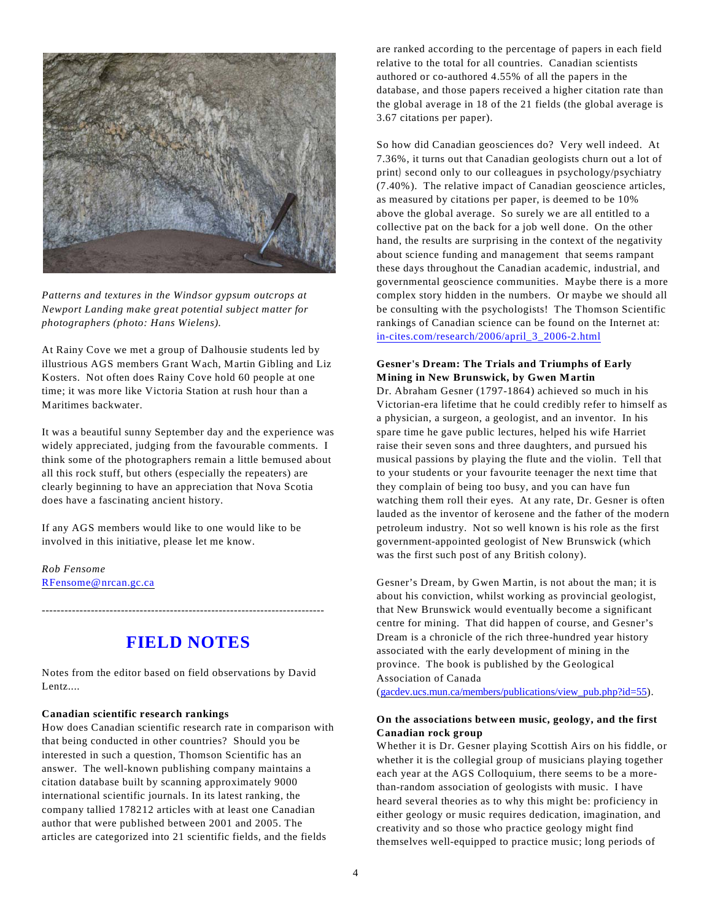*Patterns and textures in the Windsor gypsum outcrops at Newport Landing make great potential subject matter for photographers (photo: Hans Wielens).*

At Rainy Cove we met a group of Dalhousie students led by illustrious AGS members Grant Wach, Martin Gibling and Liz Kosters. Not often does Rainy Cove hold 60 people at one time; it was more like Victoria Station at rush hour than a Maritimes backwater.

It was a beautiful sunny September day and the experience was widely appreciated, judging from the favourable comments. I think some of the photographers remain a little bemused about all this rock stuff, but others (especially the repeaters) are clearly beginning to have an appreciation that Nova Scotia does have a fascinating ancient history.

If any AGS members would like to one would like to be involved in this initiative, please let me know.

*Rob Fensome*
RFensome@nrcan.gc.ca

---

# FIELD NOTES

Notes from the editor based on field observations by David Lentz....

**Canadian scientific research rankings**

How does Canadian scientific research rate in comparison with that being conducted in other countries? Should you be interested in such a question, Thomson Scientific has an answer. The well-known publishing company maintains a citation database built by scanning approximately 9000 international scientific journals. In its latest ranking, the company tallied 178212 articles with at least one Canadian author that were published between 2001 and 2005. The articles are categorized into 21 scientific fields, and the fields are ranked according to the percentage of papers in each field relative to the total for all countries. Canadian scientists authored or co-authored 4.55% of all the papers in the database, and those papers received a higher citation rate than the global average in 18 of the 21 fields (the global average is 3.67 citations per paper).

So how did Canadian geosciences do? Very well indeed. At 7.36%, it turns out that Canadian geologists churn out a lot of print) second only to our colleagues in psychology/psychiatry (7.40%). The relative impact of Canadian geoscience articles, as measured by citations per paper, is deemed to be 10% above the global average. So surely we are all entitled to a collective pat on the back for a job well done. On the other hand, the results are surprising in the context of the negativity about science funding and management that seems rampant these days throughout the Canadian academic, industrial, and governmental geoscience communities. Maybe there is a more complex story hidden in the numbers. Or maybe we should all be consulting with the psychologists! The Thomson Scientific rankings of Canadian science can be found on the Internet at: in-cites.com/research/2006/april_3_2006-2.html

**Gesner's Dream: The Trials and Triumphs of Early Mining in New Brunswick, by Gwen Martin**

Dr. Abraham Gesner (1797-1864) achieved so much in his Victorian-era lifetime that he could credibly refer to himself as a physician, a surgeon, a geologist, and an inventor. In his spare time he gave public lectures, helped his wife Harriet raise their seven sons and three daughters, and pursued his musical passions by playing the flute and the violin. Tell that to your students or your favourite teenager the next time that they complain of being too busy, and you can have fun watching them roll their eyes. At any rate, Dr. Gesner is often lauded as the inventor of kerosene and the father of the modern petroleum industry. Not so well known is his role as the first government-appointed geologist of New Brunswick (which was the first such post of any British colony).

Gesner's Dream, by Gwen Martin, is not about the man; it is about his conviction, whilst working as provincial geologist, that New Brunswick would eventually become a significant centre for mining. That did happen of course, and Gesner's Dream is a chronicle of the rich three-hundred year history associated with the early development of mining in the province. The book is published by the Geological Association of Canada (gacdev.ucs.mun.ca/members/publications/view_pub.php?id=55).

**On the associations between music, geology, and the first Canadian rock group**

Whether it is Dr. Gesner playing Scottish Airs on his fiddle, or whether it is the collegial group of musicians playing together each year at the AGS Colloquium, there seems to be a more-than-random association of geologists with music. I have heard several theories as to why this might be: proficiency in either geology or music requires dedication, imagination, and creativity and so those who practice geology might find themselves well-equipped to practice music; long periods of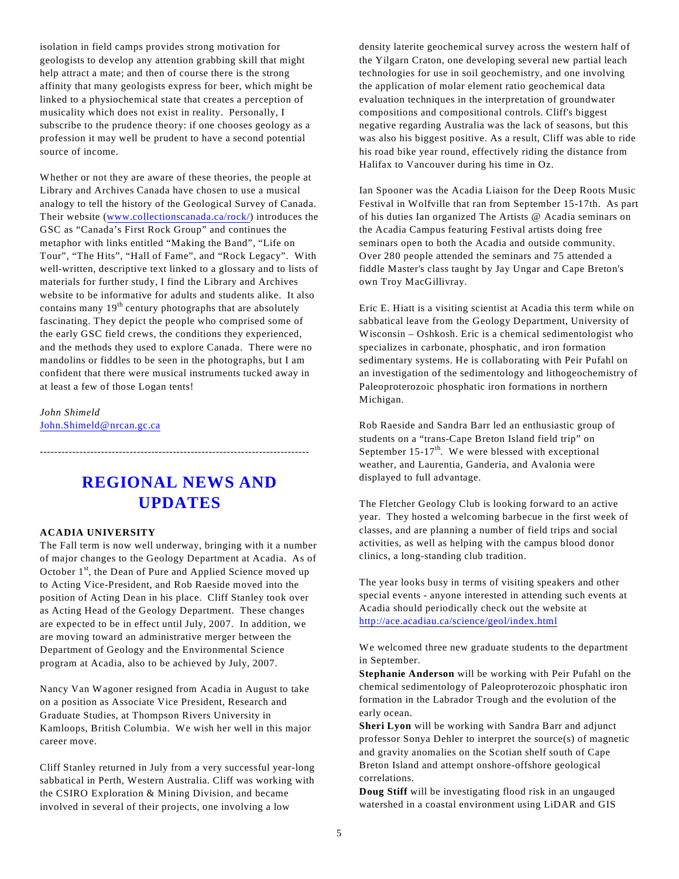isolation in field camps provides strong motivation for geologists to develop any attention grabbing skill that might help attract a mate; and then of course there is the strong affinity that many geologists express for beer, which might be linked to a physiochemical state that creates a perception of musicality which does not exist in reality. Personally, I subscribe to the prudence theory: if one chooses geology as a profession it may well be prudent to have a second potential source of income.

Whether or not they are aware of these theories, the people at Library and Archives Canada have chosen to use a musical analogy to tell the history of the Geological Survey of Canada. Their website (www.collectionscanada.ca/rock/) introduces the GSC as "Canada's First Rock Group" and continues the metaphor with links entitled "Making the Band", "Life on Tour", "The Hits", "Hall of Fame", and "Rock Legacy". With well-written, descriptive text linked to a glossary and to lists of materials for further study, I find the Library and Archives website to be informative for adults and students alike. It also contains many 19th century photographs that are absolutely fascinating. They depict the people who comprised some of the early GSC field crews, the conditions they experienced, and the methods they used to explore Canada. There were no mandolins or fiddles to be seen in the photographs, but I am confident that there were musical instruments tucked away in at least a few of those Logan tents!

*John Shimeld*
John.Shimeld@nrcan.gc.ca

---

# REGIONAL NEWS AND UPDATES

**ACADIA UNIVERSITY**

The Fall term is now well underway, bringing with it a number of major changes to the Geology Department at Acadia. As of October 1st, the Dean of Pure and Applied Science moved up to Acting Vice-President, and Rob Raeside moved into the position of Acting Dean in his place. Cliff Stanley took over as Acting Head of the Geology Department. These changes are expected to be in effect until July, 2007. In addition, we are moving toward an administrative merger between the Department of Geology and the Environmental Science program at Acadia, also to be achieved by July, 2007.

Nancy Van Wagoner resigned from Acadia in August to take on a position as Associate Vice President, Research and Graduate Studies, at Thompson Rivers University in Kamloops, British Columbia. We wish her well in this major career move.

Cliff Stanley returned in July from a very successful year-long sabbatical in Perth, Western Australia. Cliff was working with the CSIRO Exploration & Mining Division, and became involved in several of their projects, one involving a low density laterite geochemical survey across the western half of the Yilgarn Craton, one developing several new partial leach technologies for use in soil geochemistry, and one involving the application of molar element ratio geochemical data evaluation techniques in the interpretation of groundwater compositions and compositional controls. Cliff's biggest negative regarding Australia was the lack of seasons, but this was also his biggest positive. As a result, Cliff was able to ride his road bike year round, effectively riding the distance from Halifax to Vancouver during his time in Oz.

Ian Spooner was the Acadia Liaison for the Deep Roots Music Festival in Wolfville that ran from September 15-17th. As part of his duties Ian organized The Artists @ Acadia seminars on the Acadia Campus featuring Festival artists doing free seminars open to both the Acadia and outside community. Over 280 people attended the seminars and 75 attended a fiddle Master's class taught by Jay Ungar and Cape Breton's own Troy MacGillivray.

Eric E. Hiatt is a visiting scientist at Acadia this term while on sabbatical leave from the Geology Department, University of Wisconsin – Oshkosh. Eric is a chemical sedimentologist who specializes in carbonate, phosphatic, and iron formation sedimentary systems. He is collaborating with Peir Pufahl on an investigation of the sedimentology and lithogeochemistry of Paleoproterozoic phosphatic iron formations in northern Michigan.

Rob Raeside and Sandra Barr led an enthusiastic group of students on a "trans-Cape Breton Island field trip" on September 15-17th. We were blessed with exceptional weather, and Laurentia, Ganderia, and Avalonia were displayed to full advantage.

The Fletcher Geology Club is looking forward to an active year. They hosted a welcoming barbecue in the first week of classes, and are planning a number of field trips and social activities, as well as helping with the campus blood donor clinics, a long-standing club tradition.

The year looks busy in terms of visiting speakers and other special events - anyone interested in attending such events at Acadia should periodically check out the website at http://ace.acadiau.ca/science/geol/index.html

We welcomed three new graduate students to the department in September.

**Stephanie Anderson** will be working with Peir Pufahl on the chemical sedimentology of Paleoproterozoic phosphatic iron formation in the Labrador Trough and the evolution of the early ocean.

**Sheri Lyon** will be working with Sandra Barr and adjunct professor Sonya Dehler to interpret the source(s) of magnetic and gravity anomalies on the Scotian shelf south of Cape Breton Island and attempt onshore-offshore geological correlations.

**Doug Stiff** will be investigating flood risk in an ungauged watershed in a coastal environment using LiDAR and GIS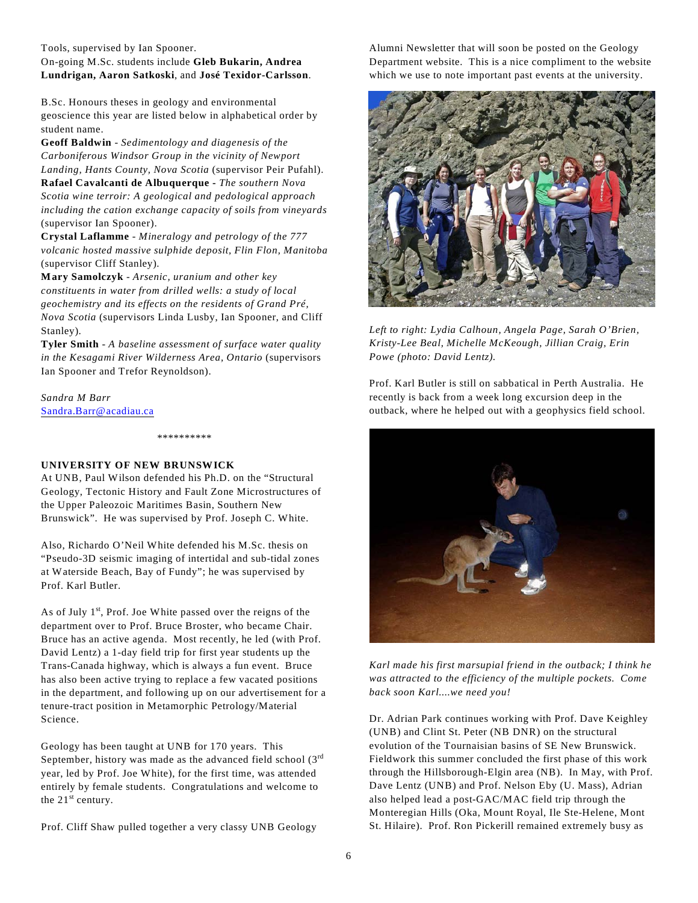Tools, supervised by Ian Spooner.
On-going M.Sc. students include **Gleb Bukarin, Andrea Lundrigan, Aaron Satkoski**, and **José Texidor-Carlsson**.

B.Sc. Honours theses in geology and environmental geoscience this year are listed below in alphabetical order by student name.

**Geoff Baldwin** - *Sedimentology and diagenesis of the Carboniferous Windsor Group in the vicinity of Newport Landing, Hants County, Nova Scotia* (supervisor Peir Pufahl).
**Rafael Cavalcanti de Albuquerque** - *The southern Nova Scotia wine terroir: A geological and pedological approach including the cation exchange capacity of soils from vineyards* (supervisor Ian Spooner).
**Crystal Laflamme** - *Mineralogy and petrology of the 777 volcanic hosted massive sulphide deposit, Flin Flon, Manitoba* (supervisor Cliff Stanley).
**Mary Samolczyk** - *Arsenic, uranium and other key constituents in water from drilled wells: a study of local geochemistry and its effects on the residents of Grand Pré, Nova Scotia* (supervisors Linda Lusby, Ian Spooner, and Cliff Stanley).
**Tyler Smith** - *A baseline assessment of surface water quality in the Kesagami River Wilderness Area, Ontario* (supervisors Ian Spooner and Trefor Reynoldson).

*Sandra M Barr*
Sandra.Barr@acadiau.ca

**********

**UNIVERSITY OF NEW BRUNSWICK**

At UNB, Paul Wilson defended his Ph.D. on the "Structural Geology, Tectonic History and Fault Zone Microstructures of the Upper Paleozoic Maritimes Basin, Southern New Brunswick". He was supervised by Prof. Joseph C. White.

Also, Richardo O'Neil White defended his M.Sc. thesis on "Pseudo-3D seismic imaging of intertidal and sub-tidal zones at Waterside Beach, Bay of Fundy"; he was supervised by Prof. Karl Butler.

As of July 1st, Prof. Joe White passed over the reigns of the department over to Prof. Bruce Broster, who became Chair. Bruce has an active agenda. Most recently, he led (with Prof. David Lentz) a 1-day field trip for first year students up the Trans-Canada highway, which is always a fun event. Bruce has also been active trying to replace a few vacated positions in the department, and following up on our advertisement for a tenure-tract position in Metamorphic Petrology/Material Science.

Geology has been taught at UNB for 170 years. This September, history was made as the advanced field school (3rd year, led by Prof. Joe White), for the first time, was attended entirely by female students. Congratulations and welcome to the 21st century.

Prof. Cliff Shaw pulled together a very classy UNB Geology Alumni Newsletter that will soon be posted on the Geology Department website. This is a nice compliment to the website which we use to note important past events at the university.

*Left to right: Lydia Calhoun, Angela Page, Sarah O'Brien, Kristy-Lee Beal, Michelle McKeough, Jillian Craig, Erin Powe (photo: David Lentz).*

Prof. Karl Butler is still on sabbatical in Perth Australia. He recently is back from a week long excursion deep in the outback, where he helped out with a geophysics field school.

*Karl made his first marsupial friend in the outback; I think he was attracted to the efficiency of the multiple pockets. Come back soon Karl....we need you!*

Dr. Adrian Park continues working with Prof. Dave Keighley (UNB) and Clint St. Peter (NB DNR) on the structural evolution of the Tournaisian basins of SE New Brunswick. Fieldwork this summer concluded the first phase of this work through the Hillsborough-Elgin area (NB). In May, with Prof. Dave Lentz (UNB) and Prof. Nelson Eby (U. Mass), Adrian also helped lead a post-GAC/MAC field trip through the Monteregian Hills (Oka, Mount Royal, Ile Ste-Helene, Mont St. Hilaire). Prof. Ron Pickerill remained extremely busy as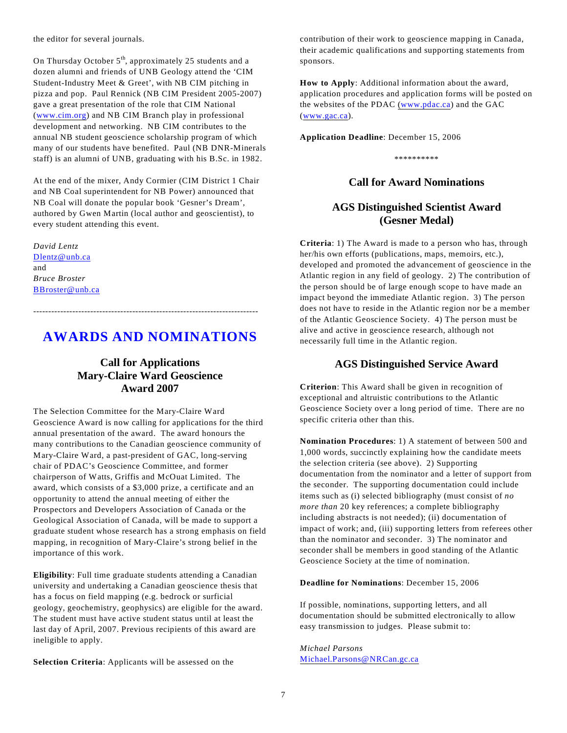the editor for several journals.

On Thursday October 5th, approximately 25 students and a dozen alumni and friends of UNB Geology attend the 'CIM Student-Industry Meet & Greet', with NB CIM pitching in pizza and pop. Paul Rennick (NB CIM President 2005-2007) gave a great presentation of the role that CIM National (www.cim.org) and NB CIM Branch play in professional development and networking. NB CIM contributes to the annual NB student geoscience scholarship program of which many of our students have benefited. Paul (NB DNR-Minerals staff) is an alumni of UNB, graduating with his B.Sc. in 1982.

At the end of the mixer, Andy Cormier (CIM District 1 Chair and NB Coal superintendent for NB Power) announced that NB Coal will donate the popular book 'Gesner's Dream', authored by Gwen Martin (local author and geoscientist), to every student attending this event.

*David Lentz*
Dlentz@unb.ca
and
*Bruce Broster*
BBroster@unb.ca

---

# AWARDS AND NOMINATIONS

## Call for Applications Mary-Claire Ward Geoscience Award 2007

The Selection Committee for the Mary-Claire Ward Geoscience Award is now calling for applications for the third annual presentation of the award. The award honours the many contributions to the Canadian geoscience community of Mary-Claire Ward, a past-president of GAC, long-serving chair of PDAC's Geoscience Committee, and former chairperson of Watts, Griffis and McOuat Limited. The award, which consists of a $3,000 prize, a certificate and an opportunity to attend the annual meeting of either the Prospectors and Developers Association of Canada or the Geological Association of Canada, will be made to support a graduate student whose research has a strong emphasis on field mapping, in recognition of Mary-Claire's strong belief in the importance of this work.

**Eligibility**: Full time graduate students attending a Canadian university and undertaking a Canadian geoscience thesis that has a focus on field mapping (e.g. bedrock or surficial geology, geochemistry, geophysics) are eligible for the award. The student must have active student status until at least the last day of April, 2007. Previous recipients of this award are ineligible to apply.

**Selection Criteria**: Applicants will be assessed on the contribution of their work to geoscience mapping in Canada, their academic qualifications and supporting statements from sponsors.

**How to Apply**: Additional information about the award, application procedures and application forms will be posted on the websites of the PDAC (www.pdac.ca) and the GAC (www.gac.ca).

**Application Deadline**: December 15, 2006

**********

## Call for Award Nominations

## AGS Distinguished Scientist Award (Gesner Medal)

**Criteria**: 1) The Award is made to a person who has, through her/his own efforts (publications, maps, memoirs, etc.), developed and promoted the advancement of geoscience in the Atlantic region in any field of geology. 2) The contribution of the person should be of large enough scope to have made an impact beyond the immediate Atlantic region. 3) The person does not have to reside in the Atlantic region nor be a member of the Atlantic Geoscience Society. 4) The person must be alive and active in geoscience research, although not necessarily full time in the Atlantic region.

## AGS Distinguished Service Award

**Criterion**: This Award shall be given in recognition of exceptional and altruistic contributions to the Atlantic Geoscience Society over a long period of time. There are no specific criteria other than this.

**Nomination Procedures**: 1) A statement of between 500 and 1,000 words, succinctly explaining how the candidate meets the selection criteria (see above). 2) Supporting documentation from the nominator and a letter of support from the seconder. The supporting documentation could include items such as (i) selected bibliography (must consist of *no more than* 20 key references; a complete bibliography including abstracts is not needed); (ii) documentation of impact of work; and, (iii) supporting letters from referees other than the nominator and seconder. 3) The nominator and seconder shall be members in good standing of the Atlantic Geoscience Society at the time of nomination.

**Deadline for Nominations**: December 15, 2006

If possible, nominations, supporting letters, and all documentation should be submitted electronically to allow easy transmission to judges. Please submit to:

*Michael Parsons*
Michael.Parsons@NRCan.gc.ca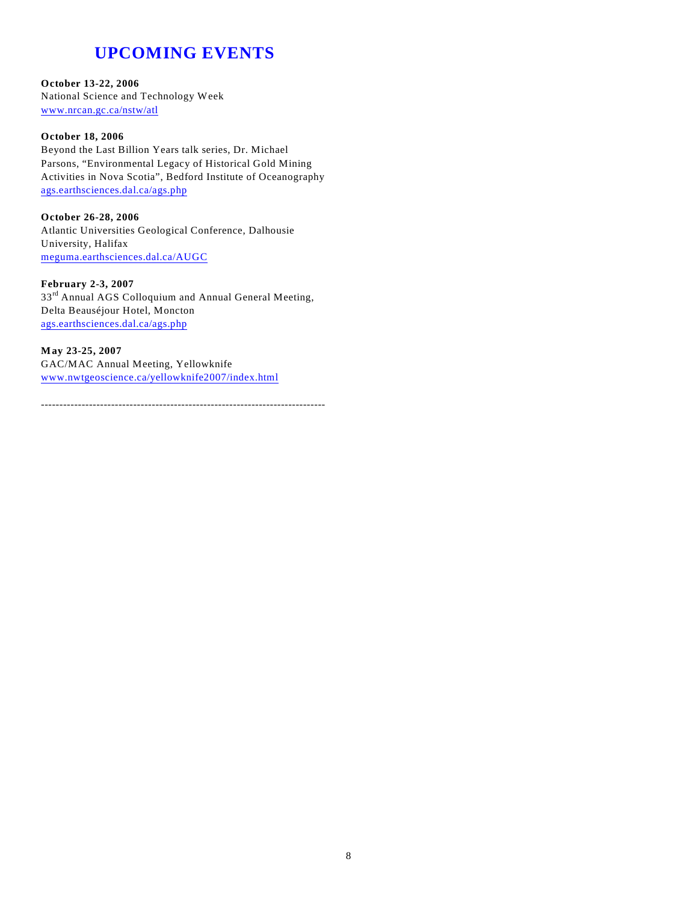# UPCOMING EVENTS

**October 13-22, 2006**
National Science and Technology Week
www.nrcan.gc.ca/nstw/atl

**October 18, 2006**
Beyond the Last Billion Years talk series, Dr. Michael Parsons, "Environmental Legacy of Historical Gold Mining Activities in Nova Scotia", Bedford Institute of Oceanography
ags.earthsciences.dal.ca/ags.php

**October 26-28, 2006**
Atlantic Universities Geological Conference, Dalhousie University, Halifax
meguma.earthsciences.dal.ca/AUGC

**February 2-3, 2007**
33rd Annual AGS Colloquium and Annual General Meeting, Delta Beauséjour Hotel, Moncton
ags.earthsciences.dal.ca/ags.php

**May 23-25, 2007**
GAC/MAC Annual Meeting, Yellowknife
www.nwtgeoscience.ca/yellowknife2007/index.html

---